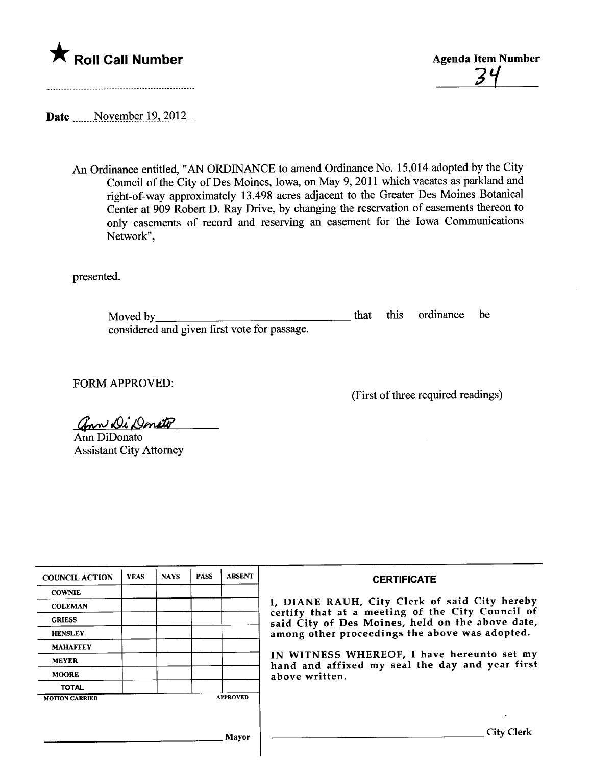★ **Roll Call Number**

..........................................................

**Agenda Item Number**

34

**Date** November 19, 2012

An Ordinance entitled, "AN ORDINANCE to amend Ordinance No. 15,014 adopted by the City Council of the City of Des Moines, Iowa, on May 9, 2011 which vacates as parkland and right-of-way approximately 13.498 acres adjacent to the Greater Des Moines Botanical Center at 909 Robert D. Ray Drive, by changing the reservation of easements thereon to only easements of record and reserving an easement for the Iowa Communications Network",

presented.

Moved by_________________________________ that this ordinance be considered and given first vote for passage.

FORM APPROVED:

(First of three required readings)

Ann DiDonato
Assistant City Attorney

| COUNCIL ACTION | YEAS | NAYS | PASS | ABSENT |
|---|---|---|---|---|
| COWNIE | | | | |
| COLEMAN | | | | |
| GRIESS | | | | |
| HENSLEY | | | | |
| MAHAFFEY | | | | |
| MEYER | | | | |
| MOORE | | | | |
| TOTAL | | | | |
| MOTION CARRIED | | | | APPROVED |

_________________________________ Mayor

**CERTIFICATE**

I, DIANE RAUH, City Clerk of said City hereby certify that at a meeting of the City Council of said City of Des Moines, held on the above date, among other proceedings the above was adopted.

IN WITNESS WHEREOF, I have hereunto set my hand and affixed my seal the day and year first above written.

_________________________________ City Clerk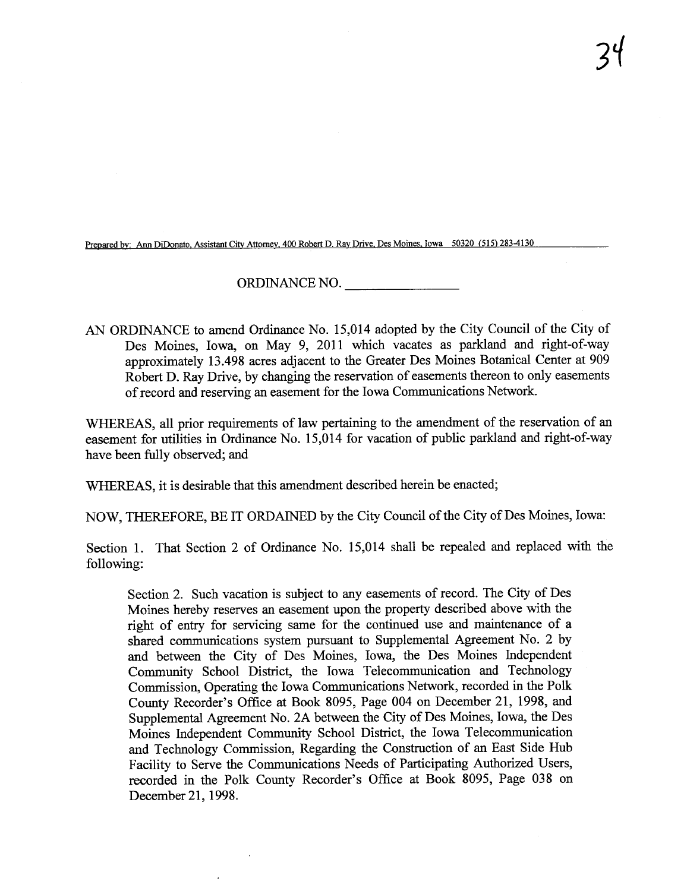Prepared by: Ann DiDonato, Assistant City Attorney, 400 Robert D. Ray Drive, Des Moines, Iowa 50320 (515) 283-4130

ORDINANCE NO. ________________

AN ORDINANCE to amend Ordinance No. 15,014 adopted by the City Council of the City of Des Moines, Iowa, on May 9, 2011 which vacates as parkland and right-of-way approximately 13.498 acres adjacent to the Greater Des Moines Botanical Center at 909 Robert D. Ray Drive, by changing the reservation of easements thereon to only easements of record and reserving an easement for the Iowa Communications Network.

WHEREAS, all prior requirements of law pertaining to the amendment of the reservation of an easement for utilities in Ordinance No. 15,014 for vacation of public parkland and right-of-way have been fully observed; and

WHEREAS, it is desirable that this amendment described herein be enacted;

NOW, THEREFORE, BE IT ORDAINED by the City Council of the City of Des Moines, Iowa:

Section 1. That Section 2 of Ordinance No. 15,014 shall be repealed and replaced with the following:

> Section 2. Such vacation is subject to any easements of record. The City of Des Moines hereby reserves an easement upon the property described above with the right of entry for servicing same for the continued use and maintenance of a shared communications system pursuant to Supplemental Agreement No. 2 by and between the City of Des Moines, Iowa, the Des Moines Independent Community School District, the Iowa Telecommunication and Technology Commission, Operating the Iowa Communications Network, recorded in the Polk County Recorder's Office at Book 8095, Page 004 on December 21, 1998, and Supplemental Agreement No. 2A between the City of Des Moines, Iowa, the Des Moines Independent Community School District, the Iowa Telecommunication and Technology Commission, Regarding the Construction of an East Side Hub Facility to Serve the Communications Needs of Participating Authorized Users, recorded in the Polk County Recorder's Office at Book 8095, Page 038 on December 21, 1998.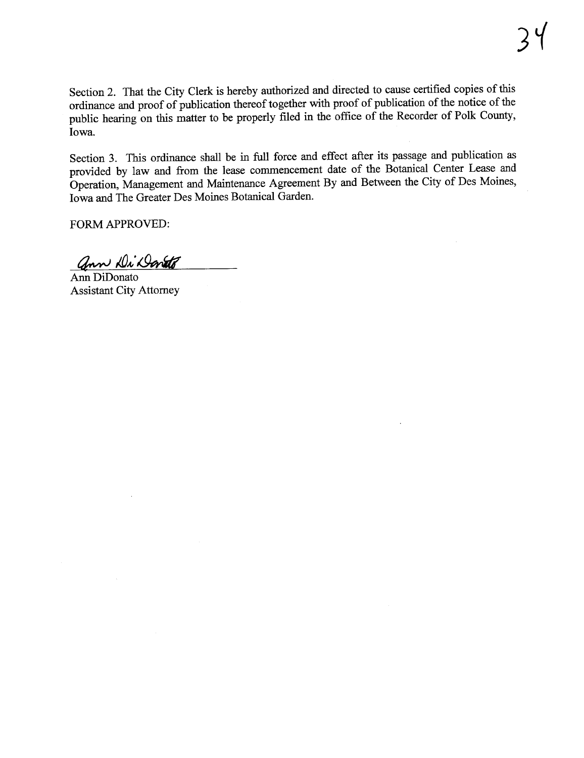Section 2. That the City Clerk is hereby authorized and directed to cause certified copies of this ordinance and proof of publication thereof together with proof of publication of the notice of the public hearing on this matter to be properly filed in the office of the Recorder of Polk County, Iowa.

Section 3. This ordinance shall be in full force and effect after its passage and publication as provided by law and from the lease commencement date of the Botanical Center Lease and Operation, Management and Maintenance Agreement By and Between the City of Des Moines, Iowa and The Greater Des Moines Botanical Garden.

FORM APPROVED:

Ann DiDonato
Assistant City Attorney